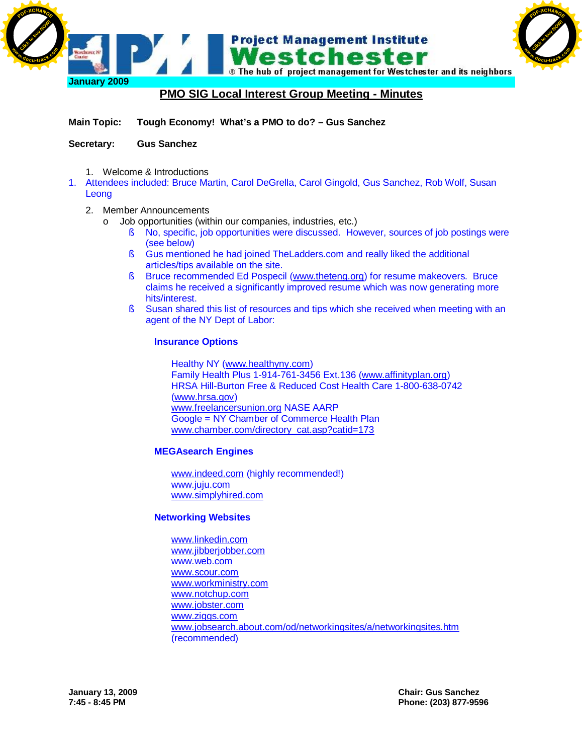Project Management Institute Westchester

The hub of project management for Westchester and its neighbors

January 2009

# PMO SIG Local Interest Group Meeting - Minutes

**Main Topic:** **Tough Economy! What's a PMO to do? – Gus Sanchez**

**Secretary:** **Gus Sanchez**

1. Welcome & Introductions
   1. Attendees included: Bruce Martin, Carol DeGrella, Carol Gingold, Gus Sanchez, Rob Wolf, Susan Leong
2. Member Announcements
   - Job opportunities (within our companies, industries, etc.)
     - No, specific, job opportunities were discussed. However, sources of job postings were (see below)
     - Gus mentioned he had joined TheLadders.com and really liked the additional articles/tips available on the site.
     - Bruce recommended Ed Pospecil (www.theteng.org) for resume makeovers. Bruce claims he received a significantly improved resume which was now generating more hits/interest.
     - Susan shared this list of resources and tips which she received when meeting with an agent of the NY Dept of Labor:

**Insurance Options**

Healthy NY (www.healthyny.com)
Family Health Plus 1-914-761-3456 Ext.136 (www.affinityplan.org)
HRSA Hill-Burton Free & Reduced Cost Health Care 1-800-638-0742 (www.hrsa.gov)
www.freelancersunion.org NASE AARP
Google = NY Chamber of Commerce Health Plan
www.chamber.com/directory_cat.asp?catid=173

**MEGAsearch Engines**

www.indeed.com (highly recommended!)
www.juju.com
www.simplyhired.com

**Networking Websites**

www.linkedin.com
www.jibberjobber.com
www.web.com
www.scour.com
www.workministry.com
www.notchup.com
www.jobster.com
www.ziggs.com
www.jobsearch.about.com/od/networkingsites/a/networkingsites.htm (recommended)

**January 13, 2009**
**7:45 - 8:45 PM**

**Chair: Gus Sanchez**
**Phone: (203) 877-9596**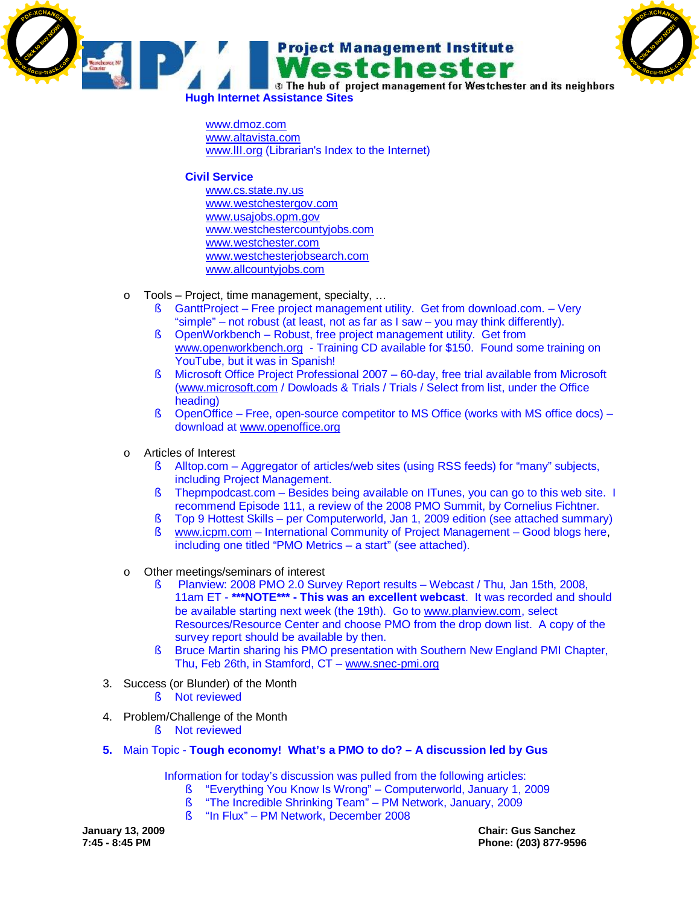**Hugh Internet Assistance Sites**

www.dmoz.com
www.altavista.com
www.lII.org (Librarian's Index to the Internet)

**Civil Service**

www.cs.state.ny.us
www.westchestergov.com
www.usajobs.opm.gov
www.westchestercountyjobs.com
www.westchester.com
www.westchesterjobsearch.com
www.allcountyjobs.com

- Tools – Project, time management, specialty, …
  - GanttProject – Free project management utility. Get from download.com. – Very "simple" – not robust (at least, not as far as I saw – you may think differently).
  - OpenWorkbench – Robust, free project management utility. Get from www.openworkbench.org - Training CD available for $150. Found some training on YouTube, but it was in Spanish!
  - Microsoft Office Project Professional 2007 – 60-day, free trial available from Microsoft (www.microsoft.com / Dowloads & Trials / Trials / Select from list, under the Office heading)
  - OpenOffice – Free, open-source competitor to MS Office (works with MS office docs) – download at www.openoffice.org

- Articles of Interest
  - Alltop.com – Aggregator of articles/web sites (using RSS feeds) for "many" subjects, including Project Management.
  - Thepmpodcast.com – Besides being available on ITunes, you can go to this web site. I recommend Episode 111, a review of the 2008 PMO Summit, by Cornelius Fichtner.
  - Top 9 Hottest Skills – per Computerworld, Jan 1, 2009 edition (see attached summary)
  - www.icpm.com – International Community of Project Management – Good blogs here, including one titled "PMO Metrics – a start" (see attached).

- Other meetings/seminars of interest
  - Planview: 2008 PMO 2.0 Survey Report results – Webcast / Thu, Jan 15th, 2008, 11am ET - ***NOTE*** - This was an excellent webcast. It was recorded and should be available starting next week (the 19th). Go to www.planview.com, select Resources/Resource Center and choose PMO from the drop down list. A copy of the survey report should be available by then.
  - Bruce Martin sharing his PMO presentation with Southern New England PMI Chapter, Thu, Feb 26th, in Stamford, CT – www.snec-pmi.org

3. Success (or Blunder) of the Month
   - Not reviewed

4. Problem/Challenge of the Month
   - Not reviewed

5. Main Topic - **Tough economy! What's a PMO to do? – A discussion led by Gus**

   Information for today's discussion was pulled from the following articles:
   - "Everything You Know Is Wrong" – Computerworld, January 1, 2009
   - "The Incredible Shrinking Team" – PM Network, January, 2009
   - "In Flux" – PM Network, December 2008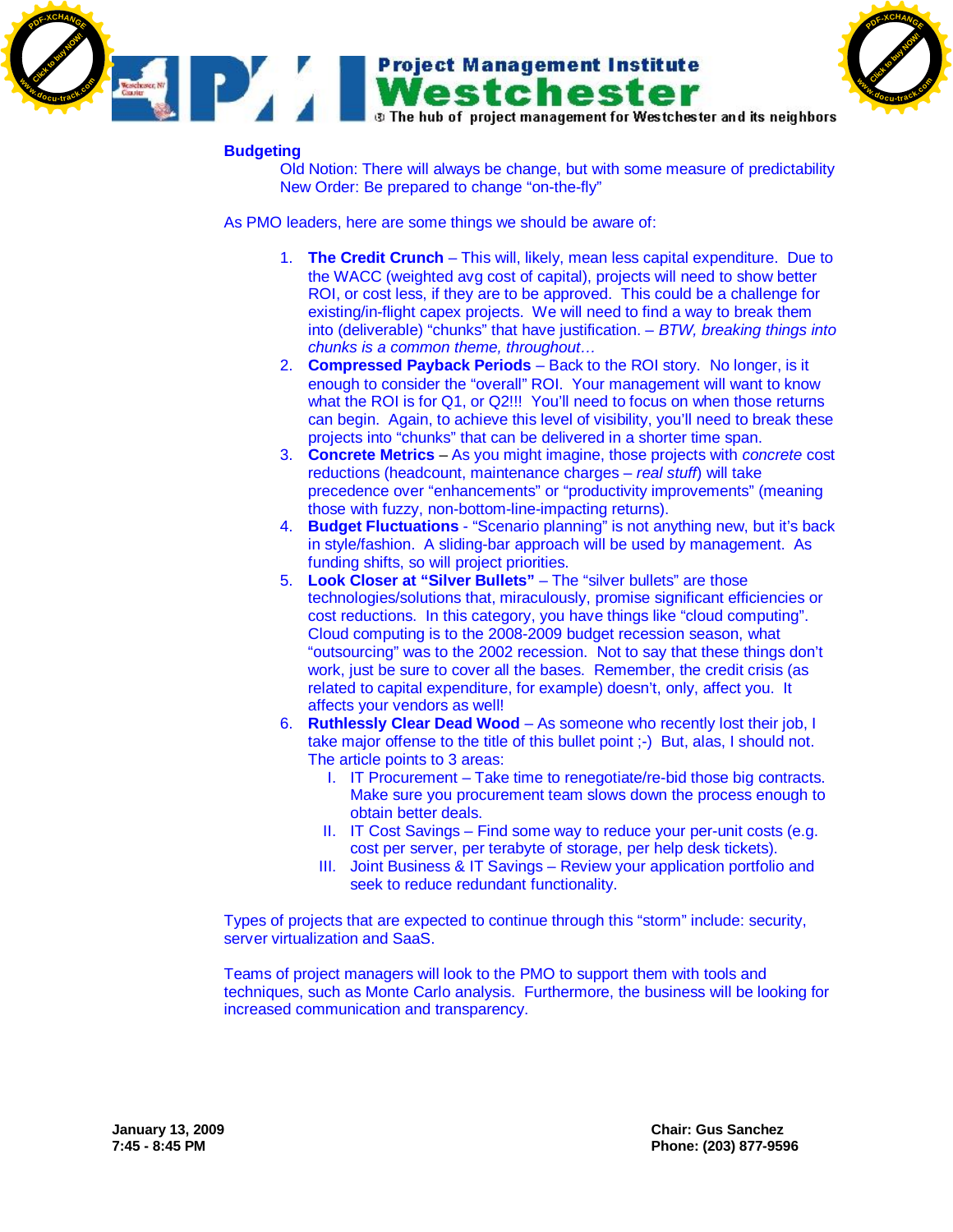**Budgeting**

Old Notion: There will always be change, but with some measure of predictability
New Order: Be prepared to change "on-the-fly"

As PMO leaders, here are some things we should be aware of:

1. **The Credit Crunch** – This will, likely, mean less capital expenditure. Due to the WACC (weighted avg cost of capital), projects will need to show better ROI, or cost less, if they are to be approved. This could be a challenge for existing/in-flight capex projects. We will need to find a way to break them into (deliverable) "chunks" that have justification. – *BTW, breaking things into chunks is a common theme, throughout…*
2. **Compressed Payback Periods** – Back to the ROI story. No longer, is it enough to consider the "overall" ROI. Your management will want to know what the ROI is for Q1, or Q2!!! You'll need to focus on when those returns can begin. Again, to achieve this level of visibility, you'll need to break these projects into "chunks" that can be delivered in a shorter time span.
3. **Concrete Metrics** – As you might imagine, those projects with *concrete* cost reductions (headcount, maintenance charges – *real stuff*) will take precedence over "enhancements" or "productivity improvements" (meaning those with fuzzy, non-bottom-line-impacting returns).
4. **Budget Fluctuations** - "Scenario planning" is not anything new, but it's back in style/fashion. A sliding-bar approach will be used by management. As funding shifts, so will project priorities.
5. **Look Closer at "Silver Bullets"** – The "silver bullets" are those technologies/solutions that, miraculously, promise significant efficiencies or cost reductions. In this category, you have things like "cloud computing". Cloud computing is to the 2008-2009 budget recession season, what "outsourcing" was to the 2002 recession. Not to say that these things don't work, just be sure to cover all the bases. Remember, the credit crisis (as related to capital expenditure, for example) doesn't, only, affect you. It affects your vendors as well!
6. **Ruthlessly Clear Dead Wood** – As someone who recently lost their job, I take major offense to the title of this bullet point ;-) But, alas, I should not. The article points to 3 areas:
   I. IT Procurement – Take time to renegotiate/re-bid those big contracts. Make sure you procurement team slows down the process enough to obtain better deals.
   II. IT Cost Savings – Find some way to reduce your per-unit costs (e.g. cost per server, per terabyte of storage, per help desk tickets).
   III. Joint Business & IT Savings – Review your application portfolio and seek to reduce redundant functionality.

Types of projects that are expected to continue through this "storm" include: security, server virtualization and SaaS.

Teams of project managers will look to the PMO to support them with tools and techniques, such as Monte Carlo analysis. Furthermore, the business will be looking for increased communication and transparency.

**January 13, 2009**
**7:45 - 8:45 PM**

**Chair: Gus Sanchez**
**Phone: (203) 877-9596**